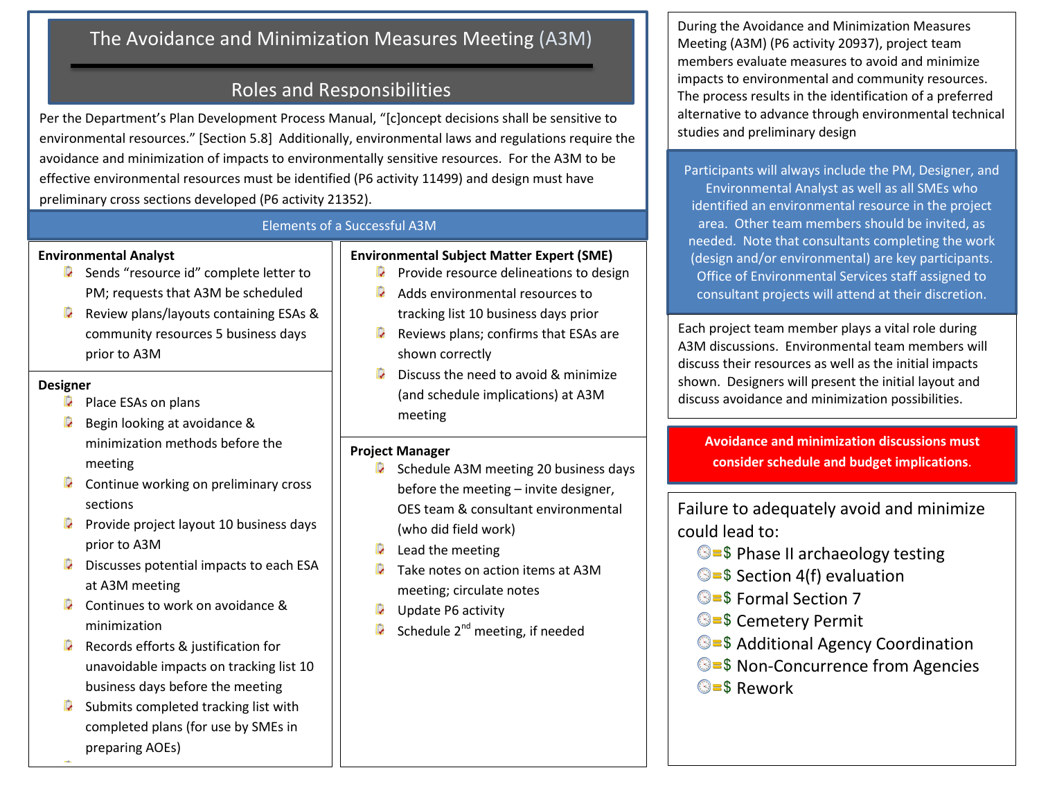# The Avoidance and Minimization Measures Meeting (A3M)

## Roles and Responsibilities

Per the Department's Plan Development Process Manual, "[c]oncept decisions shall be sensitive to environmental resources." [Section 5.8] Additionally, environmental laws and regulations require the avoidance and minimization of impacts to environmentally sensitive resources. For the A3M to be effective environmental resources must be identified (P6 activity 11499) and design must have preliminary cross sections developed (P6 activity 21352).

### Elements of a Successful A3M

**Environmental Analyst**

- Sends "resource id" complete letter to PM; requests that A3M be scheduled
- Review plans/layouts containing ESAs & community resources 5 business days prior to A3M

**Designer**

- Place ESAs on plans
- Begin looking at avoidance & minimization methods before the meeting
- Continue working on preliminary cross sections
- Provide project layout 10 business days prior to A3M
- Discusses potential impacts to each ESA at A3M meeting
- Continues to work on avoidance & minimization
- Records efforts & justification for unavoidable impacts on tracking list 10 business days before the meeting
- Submits completed tracking list with completed plans (for use by SMEs in preparing AOEs)

**Environmental Subject Matter Expert (SME)**

- Provide resource delineations to design
- Adds environmental resources to tracking list 10 business days prior
- Reviews plans; confirms that ESAs are shown correctly
- Discuss the need to avoid & minimize (and schedule implications) at A3M meeting

**Project Manager**

- Schedule A3M meeting 20 business days before the meeting – invite designer, OES team & consultant environmental (who did field work)
- Lead the meeting
- Take notes on action items at A3M meeting; circulate notes
- Update P6 activity
- Schedule 2nd meeting, if needed

During the Avoidance and Minimization Measures Meeting (A3M) (P6 activity 20937), project team members evaluate measures to avoid and minimize impacts to environmental and community resources. The process results in the identification of a preferred alternative to advance through environmental technical studies and preliminary design

Participants will always include the PM, Designer, and Environmental Analyst as well as all SMEs who identified an environmental resource in the project area. Other team members should be invited, as needed. Note that consultants completing the work (design and/or environmental) are key participants. Office of Environmental Services staff assigned to consultant projects will attend at their discretion.

Each project team member plays a vital role during A3M discussions. Environmental team members will discuss their resources as well as the initial impacts shown. Designers will present the initial layout and discuss avoidance and minimization possibilities.

**Avoidance and minimization discussions must consider schedule and budget implications.**

Failure to adequately avoid and minimize could lead to:

- $ Phase II archaeology testing
- $ Section 4(f) evaluation
- $ Formal Section 7
- $ Cemetery Permit
- $ Additional Agency Coordination
- $ Non-Concurrence from Agencies
- $ Rework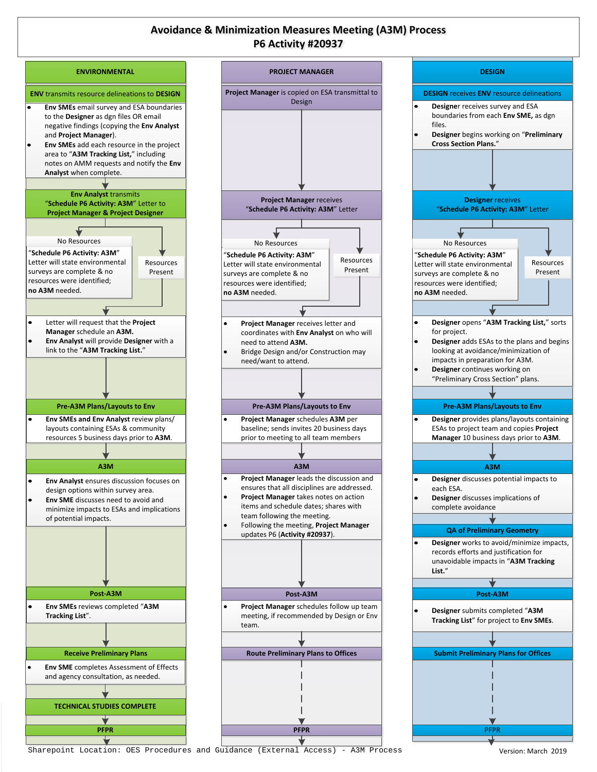# Avoidance & Minimization Measures Meeting (A3M) Process
## P6 Activity #20937

## ENVIRONMENTAL

**ENV transmits resource delineations to DESIGN**

- **Env SMEs** email survey and ESA boundaries to the **Designer** as dgn files OR email negative findings (copying the **Env Analyst** and **Project Manager**).
- **Env SMEs** add each resource in the project area to "**A3M Tracking List,**" including notes on AMM requests and notify the **Env Analyst** when complete.

**Env Analyst** transmits "**Schedule P6 Activity: A3M**" Letter to **Project Manager & Project Designer**

No Resources: "**Schedule P6 Activity: A3M**" Letter will state environmental surveys are complete & no resources were identified; **no A3M** needed.

Resources Present

- Letter will request that the **Project Manager** schedule an **A3M.**
- **Env Analyst** will provide **Designer** with a link to the "**A3M Tracking List.**"

**Pre-A3M Plans/Layouts to Env**

- **Env SMEs and Env Analyst** review plans/ layouts containing ESAs & community resources 5 business days prior to **A3M**.

**A3M**

- **Env Analyst** ensures discussion focuses on design options within survey area.
- **Env SME** discusses need to avoid and minimize impacts to ESAs and implications of potential impacts.

**Post-A3M**

- **Env SMEs** reviews completed "**A3M Tracking List**".

**Receive Preliminary Plans**

- **Env SME** completes Assessment of Effects and agency consultation, as needed.

**TECHNICAL STUDIES COMPLETE**

**PFPR**

## PROJECT MANAGER

**Project Manager** is copied on ESA transmittal to Design

**Project Manager** receives "**Schedule P6 Activity: A3M**" Letter

No Resources: "**Schedule P6 Activity: A3M**" Letter will state environmental surveys are complete & no resources were identified; **no A3M** needed.

Resources Present

- **Project Manager** receives letter and coordinates with **Env Analyst** on who will need to attend **A3M.**
- Bridge Design and/or Construction may need/want to attend.

**Pre-A3M Plans/Layouts to Env**

- **Project Manager** schedules **A3M** per baseline; sends invites 20 business days prior to meeting to all team members

**A3M**

- **Project Manager** leads the discussion and ensures that all disciplines are addressed.
- **Project Manager** takes notes on action items and schedule dates; shares with team following the meeting.
- Following the meeting, **Project Manager** updates P6 (**Activity #20937**).

**Post-A3M**

- **Project Manager** schedules follow up team meeting, if recommended by Design or Env team.

**Route Preliminary Plans to Offices**

**PFPR**

## DESIGN

**DESIGN** receives **ENV** resource delineations

- **Designer** receives survey and ESA boundaries from each **Env SME,** as dgn files.
- **Designer** begins working on "**Preliminary Cross Section Plans.**"

**Designer** receives "**Schedule P6 Activity: A3M**" Letter

No Resources: "**Schedule P6 Activity: A3M**" Letter will state environmental surveys are complete & no resources were identified; **no A3M** needed.

Resources Present

- **Designer** opens "**A3M Tracking List,**" sorts for project.
- **Designer** adds ESAs to the plans and begins looking at avoidance/minimization of impacts in preparation for A3M.
- **Designer** continues working on "Preliminary Cross Section" plans.

**Pre-A3M Plans/Layouts to Env**

- **Designer** provides plans/layouts containing ESAs to project team and copies **Project Manager** 10 business days prior to **A3M**.

**A3M**

- **Designer** discusses potential impacts to each ESA.
- **Designer** discusses implications of complete avoidance

**QA of Preliminary Geometry**

- **Designer** works to avoid/minimize impacts, records efforts and justification for unavoidable impacts in "**A3M Tracking List.**"

**Post-A3M**

- **Designer** submits completed "**A3M Tracking List**" for project to **Env SMEs**.

**Submit Preliminary Plans for Offices**

**PFPR**

Sharepoint Location: OES Procedures and Guidance (External Access) - A3M Process

Version: March 2019